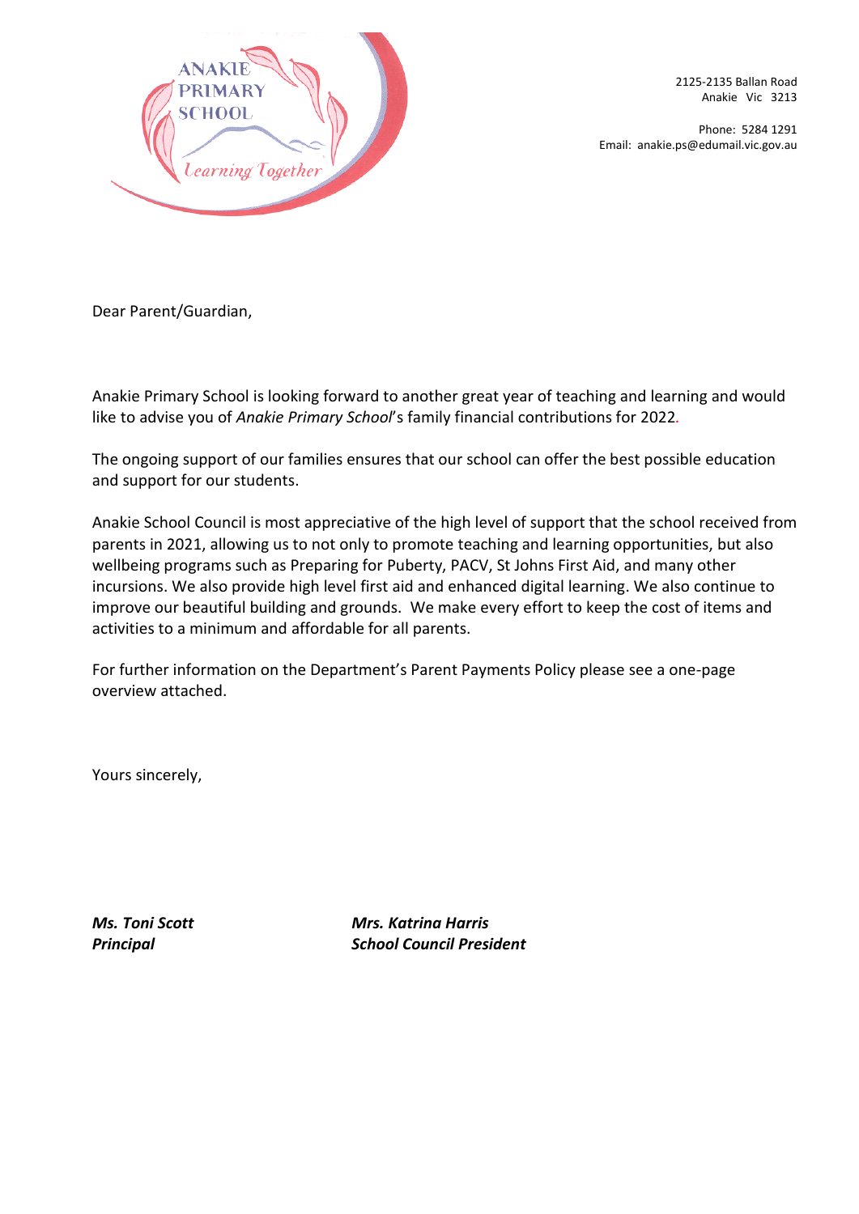ANAKIE PRIMARY SCHOOL

*Learning Together*

2125-2135 Ballan Road
Anakie Vic 3213

Phone: 5284 1291
Email: anakie.ps@edumail.vic.gov.au

Dear Parent/Guardian,

Anakie Primary School is looking forward to another great year of teaching and learning and would like to advise you of *Anakie Primary School*'s family financial contributions for 2022.

The ongoing support of our families ensures that our school can offer the best possible education and support for our students.

Anakie School Council is most appreciative of the high level of support that the school received from parents in 2021, allowing us to not only to promote teaching and learning opportunities, but also wellbeing programs such as Preparing for Puberty, PACV, St Johns First Aid, and many other incursions. We also provide high level first aid and enhanced digital learning. We also continue to improve our beautiful building and grounds. We make every effort to keep the cost of items and activities to a minimum and affordable for all parents.

For further information on the Department's Parent Payments Policy please see a one-page overview attached.

Yours sincerely,

***Ms. Toni Scott***
***Principal***

***Mrs. Katrina Harris***
***School Council President***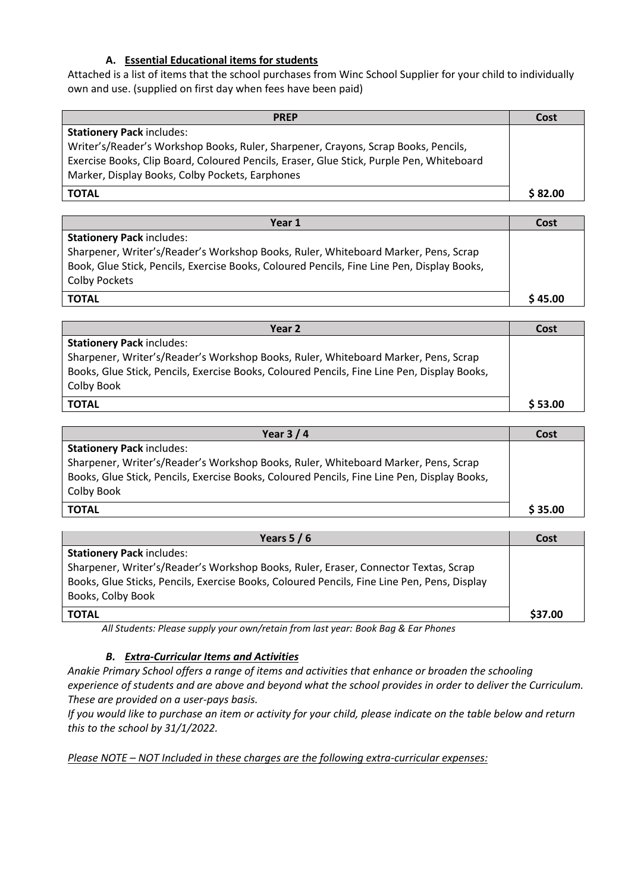### A. Essential Educational items for students

Attached is a list of items that the school purchases from Winc School Supplier for your child to individually own and use. (supplied on first day when fees have been paid)

| PREP | Cost |
|---|---|
| **Stationery Pack** includes: Writer's/Reader's Workshop Books, Ruler, Sharpener, Crayons, Scrap Books, Pencils, Exercise Books, Clip Board, Coloured Pencils, Eraser, Glue Stick, Purple Pen, Whiteboard Marker, Display Books, Colby Pockets, Earphones | |
| **TOTAL** | **$ 82.00** |

| Year 1 | Cost |
|---|---|
| **Stationery Pack** includes: Sharpener, Writer's/Reader's Workshop Books, Ruler, Whiteboard Marker, Pens, Scrap Book, Glue Stick, Pencils, Exercise Books, Coloured Pencils, Fine Line Pen, Display Books, Colby Pockets | |
| **TOTAL** | **$ 45.00** |

| Year 2 | Cost |
|---|---|
| **Stationery Pack** includes: Sharpener, Writer's/Reader's Workshop Books, Ruler, Whiteboard Marker, Pens, Scrap Books, Glue Stick, Pencils, Exercise Books, Coloured Pencils, Fine Line Pen, Display Books, Colby Book | |
| **TOTAL** | **$ 53.00** |

| Year 3 / 4 | Cost |
|---|---|
| **Stationery Pack** includes: Sharpener, Writer's/Reader's Workshop Books, Ruler, Whiteboard Marker, Pens, Scrap Books, Glue Stick, Pencils, Exercise Books, Coloured Pencils, Fine Line Pen, Display Books, Colby Book | |
| **TOTAL** | **$ 35.00** |

| Years 5 / 6 | Cost |
|---|---|
| **Stationery Pack** includes: Sharpener, Writer's/Reader's Workshop Books, Ruler, Eraser, Connector Textas, Scrap Books, Glue Sticks, Pencils, Exercise Books, Coloured Pencils, Fine Line Pen, Pens, Display Books, Colby Book | |
| **TOTAL** | **$37.00** |

*All Students: Please supply your own/retain from last year: Book Bag & Ear Phones*

### *B. Extra-Curricular Items and Activities*

*Anakie Primary School offers a range of items and activities that enhance or broaden the schooling experience of students and are above and beyond what the school provides in order to deliver the Curriculum. These are provided on a user-pays basis.*

*If you would like to purchase an item or activity for your child, please indicate on the table below and return this to the school by 31/1/2022.*

*Please NOTE – NOT Included in these charges are the following extra-curricular expenses:*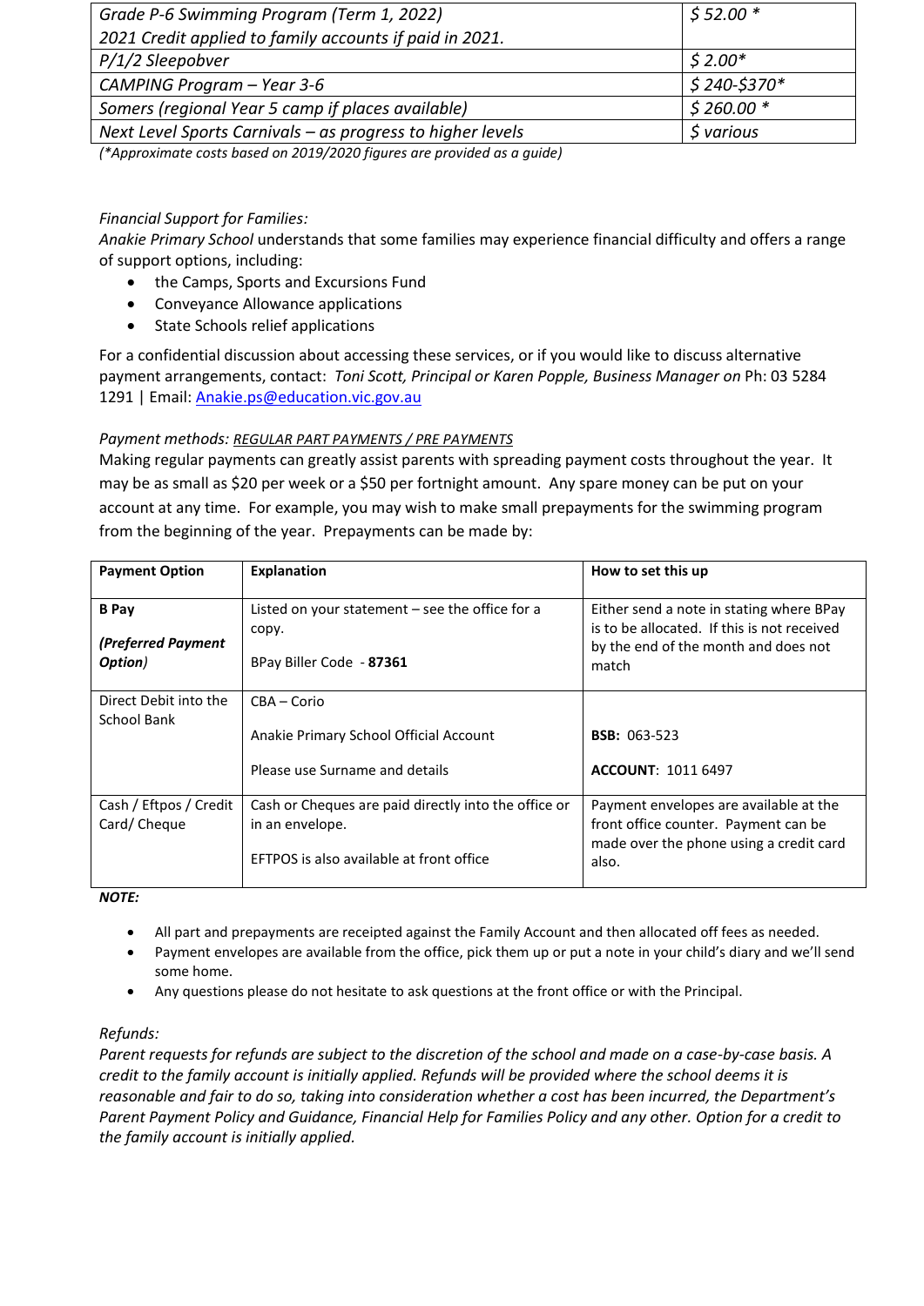| *Grade P-6 Swimming Program (Term 1, 2022)* *2021 Credit applied to family accounts if paid in 2021.* | *$ 52.00 \** |
|---|---|
| *P/1/2 Sleepobver* | *$ 2.00\** |
| *CAMPING Program – Year 3-6* | *$ 240-$370\** |
| *Somers (regional Year 5 camp if places available)* | *$ 260.00 \** |
| *Next Level Sports Carnivals – as progress to higher levels* | *$ various* |

*(\*Approximate costs based on 2019/2020 figures are provided as a guide)*

*Financial Support for Families:*

*Anakie Primary School* understands that some families may experience financial difficulty and offers a range of support options, including:

- the Camps, Sports and Excursions Fund
- Conveyance Allowance applications
- State Schools relief applications

For a confidential discussion about accessing these services, or if you would like to discuss alternative payment arrangements, contact: *Toni Scott, Principal or Karen Popple, Business Manager on* Ph: 03 5284 1291 | Email: Anakie.ps@education.vic.gov.au

*Payment methods:* *REGULAR PART PAYMENTS / PRE PAYMENTS*

Making regular payments can greatly assist parents with spreading payment costs throughout the year. It may be as small as $20 per week or a $50 per fortnight amount. Any spare money can be put on your account at any time. For example, you may wish to make small prepayments for the swimming program from the beginning of the year. Prepayments can be made by:

| **Payment Option** | **Explanation** | **How to set this up** |
|---|---|---|
| **B Pay** ***(Preferred Payment Option)*** | Listed on your statement – see the office for a copy. BPay Biller Code - **87361** | Either send a note in stating where BPay is to be allocated. If this is not received by the end of the month and does not match |
| Direct Debit into the School Bank | CBA – Corio Anakie Primary School Official Account Please use Surname and details | **BSB:** 063-523 **ACCOUNT**: 1011 6497 |
| Cash / Eftpos / Credit Card/ Cheque | Cash or Cheques are paid directly into the office or in an envelope. EFTPOS is also available at front office | Payment envelopes are available at the front office counter. Payment can be made over the phone using a credit card also. |

***NOTE:***

- All part and prepayments are receipted against the Family Account and then allocated off fees as needed.
- Payment envelopes are available from the office, pick them up or put a note in your child's diary and we'll send some home.
- Any questions please do not hesitate to ask questions at the front office or with the Principal.

*Refunds:*

*Parent requests for refunds are subject to the discretion of the school and made on a case-by-case basis. A credit to the family account is initially applied. Refunds will be provided where the school deems it is reasonable and fair to do so, taking into consideration whether a cost has been incurred, the Department's Parent Payment Policy and Guidance, Financial Help for Families Policy and any other. Option for a credit to the family account is initially applied.*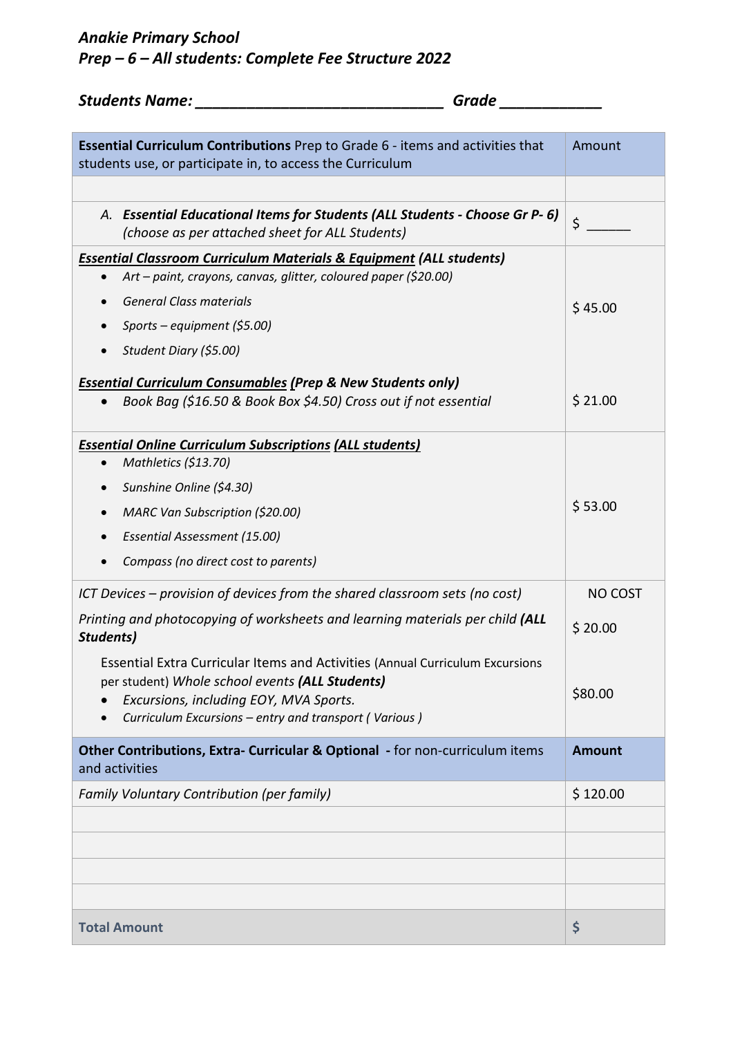# *Anakie Primary School*
## *Prep – 6 – All students: Complete Fee Structure 2022*

***Students Name:* ______________________________ *Grade* ____________**

| **Essential Curriculum Contributions** Prep to Grade 6 - items and activities that students use, or participate in, to access the Curriculum | Amount |
|---|---|
| | |
| A. ***Essential Educational Items for Students (ALL Students - Choose Gr P- 6)*** *(choose as per attached sheet for ALL Students)* | $ ______ |
| ***Essential Classroom Curriculum Materials & Equipment (ALL students)***<br>• *Art – paint, crayons, canvas, glitter, coloured paper ($20.00)*<br>• *General Class materials*<br>• *Sports – equipment ($5.00)*<br>• *Student Diary ($5.00)* | $ 45.00 |
| ***Essential Curriculum Consumables (Prep & New Students only)***<br>• *Book Bag ($16.50 & Book Box $4.50) Cross out if not essential* | $ 21.00 |
| ***Essential Online Curriculum Subscriptions (ALL students)***<br>• *Mathletics ($13.70)*<br>• *Sunshine Online ($4.30)*<br>• *MARC Van Subscription ($20.00)*<br>• *Essential Assessment (15.00)*<br>• *Compass (no direct cost to parents)* | $ 53.00 |
| *ICT Devices – provision of devices from the shared classroom sets (no cost)* | NO COST |
| *Printing and photocopying of worksheets and learning materials per child* ***(ALL Students)*** | $ 20.00 |
| Essential Extra Curricular Items and Activities (Annual Curriculum Excursions per student) *Whole school events* ***(ALL Students)***<br>• *Excursions, including EOY, MVA Sports.*<br>• *Curriculum Excursions – entry and transport ( Various )* | $80.00 |
| **Other Contributions, Extra- Curricular & Optional** - for non-curriculum items and activities | **Amount** |
| *Family Voluntary Contribution (per family)* | $ 120.00 |
| | |
| | |
| | |
| | |
| **Total Amount** | **$** |